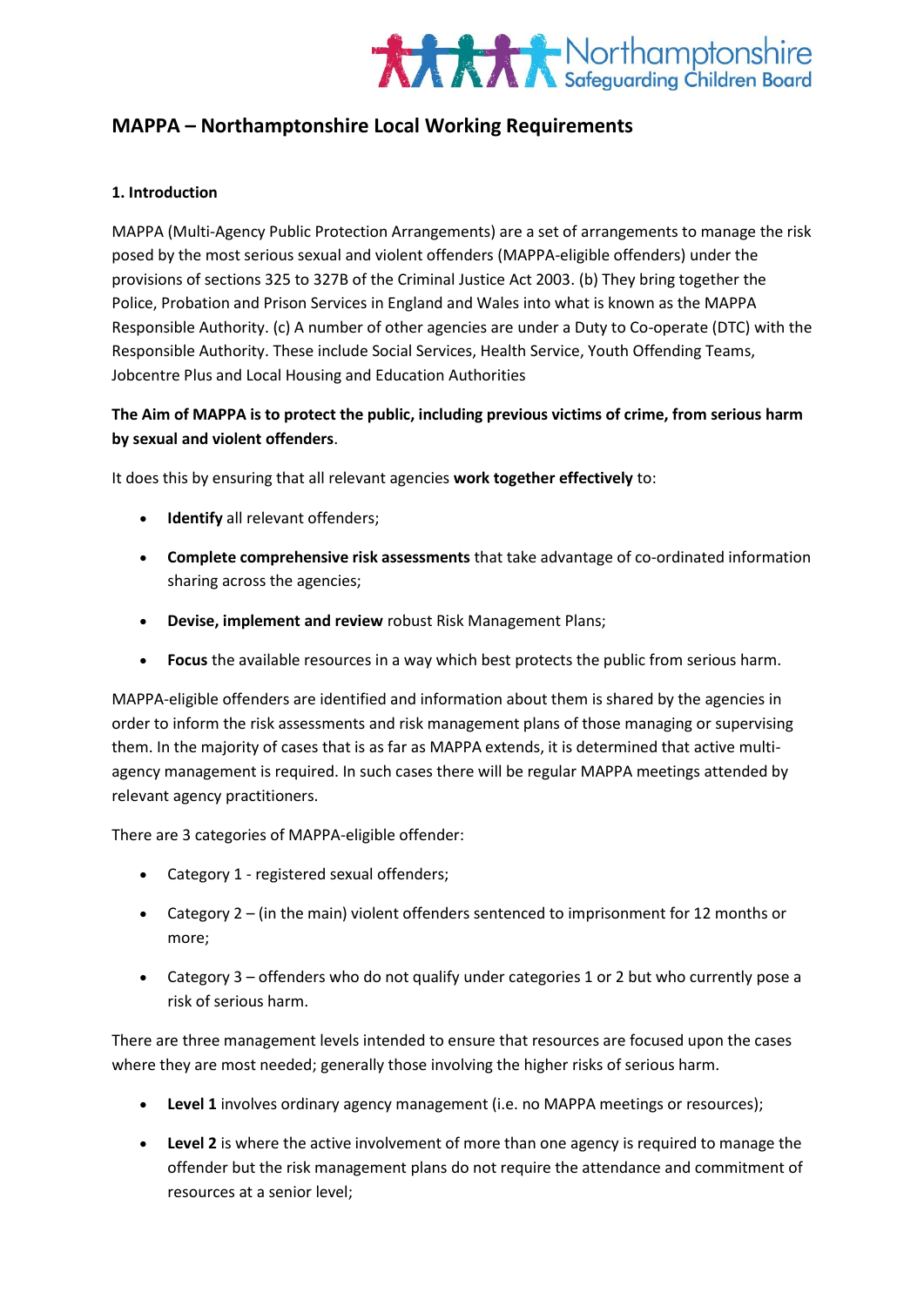# MAPPA – Northamptonshire Local Working Requirements

## 1. Introduction

MAPPA (Multi-Agency Public Protection Arrangements) are a set of arrangements to manage the risk posed by the most serious sexual and violent offenders (MAPPA-eligible offenders) under the provisions of sections 325 to 327B of the Criminal Justice Act 2003. (b) They bring together the Police, Probation and Prison Services in England and Wales into what is known as the MAPPA Responsible Authority. (c) A number of other agencies are under a Duty to Co-operate (DTC) with the Responsible Authority. These include Social Services, Health Service, Youth Offending Teams, Jobcentre Plus and Local Housing and Education Authorities

**The Aim of MAPPA is to protect the public, including previous victims of crime, from serious harm by sexual and violent offenders**.

It does this by ensuring that all relevant agencies **work together effectively** to:

- **Identify** all relevant offenders;
- **Complete comprehensive risk assessments** that take advantage of co-ordinated information sharing across the agencies;
- **Devise, implement and review** robust Risk Management Plans;
- **Focus** the available resources in a way which best protects the public from serious harm.

MAPPA-eligible offenders are identified and information about them is shared by the agencies in order to inform the risk assessments and risk management plans of those managing or supervising them. In the majority of cases that is as far as MAPPA extends, it is determined that active multi-agency management is required. In such cases there will be regular MAPPA meetings attended by relevant agency practitioners.

There are 3 categories of MAPPA-eligible offender:

- Category 1 - registered sexual offenders;
- Category 2 – (in the main) violent offenders sentenced to imprisonment for 12 months or more;
- Category 3 – offenders who do not qualify under categories 1 or 2 but who currently pose a risk of serious harm.

There are three management levels intended to ensure that resources are focused upon the cases where they are most needed; generally those involving the higher risks of serious harm.

- **Level 1** involves ordinary agency management (i.e. no MAPPA meetings or resources);
- **Level 2** is where the active involvement of more than one agency is required to manage the offender but the risk management plans do not require the attendance and commitment of resources at a senior level;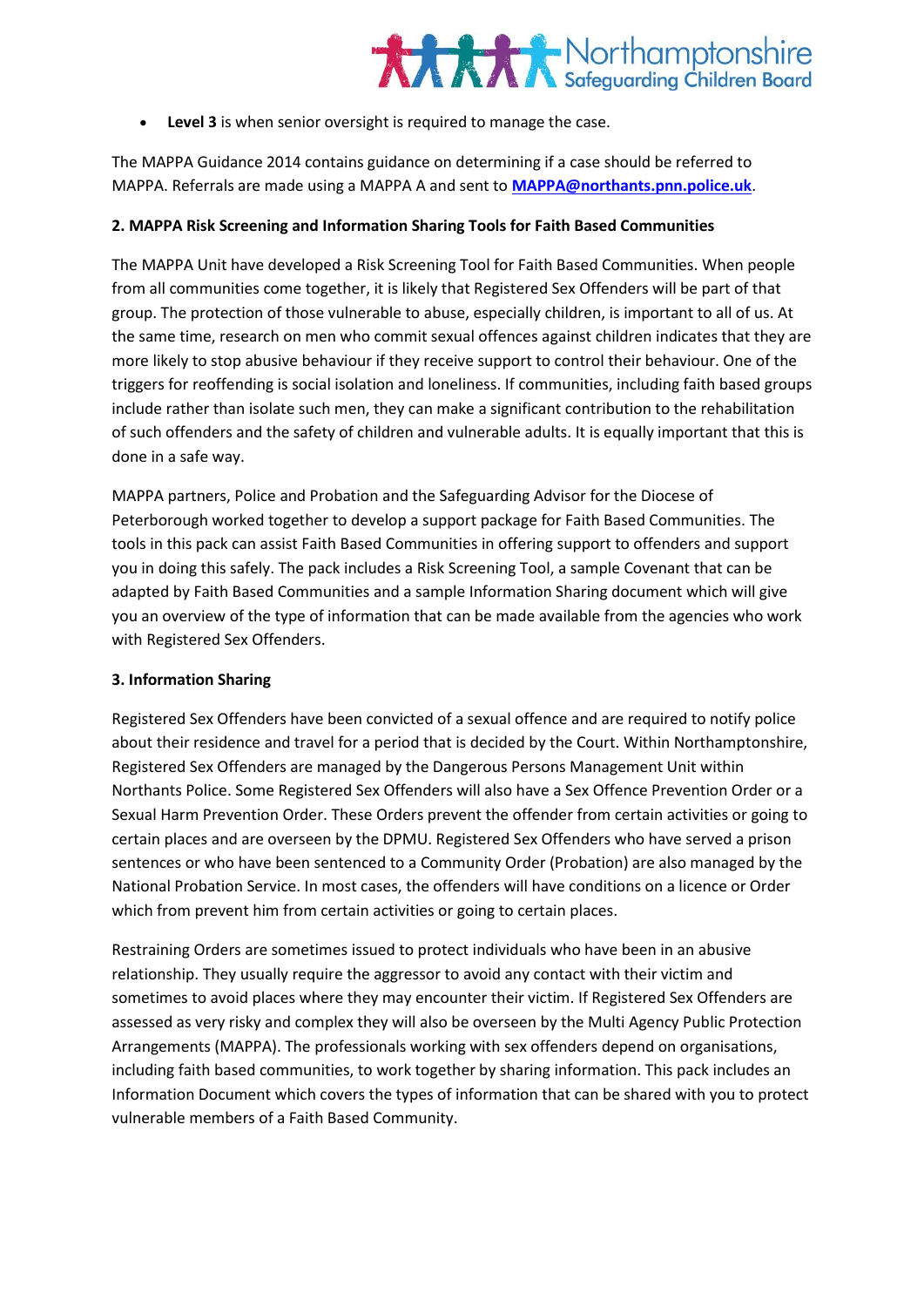- **Level 3** is when senior oversight is required to manage the case.

The MAPPA Guidance 2014 contains guidance on determining if a case should be referred to MAPPA. Referrals are made using a MAPPA A and sent to **MAPPA@northants.pnn.police.uk**.

**2. MAPPA Risk Screening and Information Sharing Tools for Faith Based Communities**

The MAPPA Unit have developed a Risk Screening Tool for Faith Based Communities. When people from all communities come together, it is likely that Registered Sex Offenders will be part of that group. The protection of those vulnerable to abuse, especially children, is important to all of us. At the same time, research on men who commit sexual offences against children indicates that they are more likely to stop abusive behaviour if they receive support to control their behaviour. One of the triggers for reoffending is social isolation and loneliness. If communities, including faith based groups include rather than isolate such men, they can make a significant contribution to the rehabilitation of such offenders and the safety of children and vulnerable adults. It is equally important that this is done in a safe way.

MAPPA partners, Police and Probation and the Safeguarding Advisor for the Diocese of Peterborough worked together to develop a support package for Faith Based Communities. The tools in this pack can assist Faith Based Communities in offering support to offenders and support you in doing this safely. The pack includes a Risk Screening Tool, a sample Covenant that can be adapted by Faith Based Communities and a sample Information Sharing document which will give you an overview of the type of information that can be made available from the agencies who work with Registered Sex Offenders.

**3. Information Sharing**

Registered Sex Offenders have been convicted of a sexual offence and are required to notify police about their residence and travel for a period that is decided by the Court. Within Northamptonshire, Registered Sex Offenders are managed by the Dangerous Persons Management Unit within Northants Police. Some Registered Sex Offenders will also have a Sex Offence Prevention Order or a Sexual Harm Prevention Order. These Orders prevent the offender from certain activities or going to certain places and are overseen by the DPMU. Registered Sex Offenders who have served a prison sentences or who have been sentenced to a Community Order (Probation) are also managed by the National Probation Service. In most cases, the offenders will have conditions on a licence or Order which from prevent him from certain activities or going to certain places.

Restraining Orders are sometimes issued to protect individuals who have been in an abusive relationship. They usually require the aggressor to avoid any contact with their victim and sometimes to avoid places where they may encounter their victim. If Registered Sex Offenders are assessed as very risky and complex they will also be overseen by the Multi Agency Public Protection Arrangements (MAPPA). The professionals working with sex offenders depend on organisations, including faith based communities, to work together by sharing information. This pack includes an Information Document which covers the types of information that can be shared with you to protect vulnerable members of a Faith Based Community.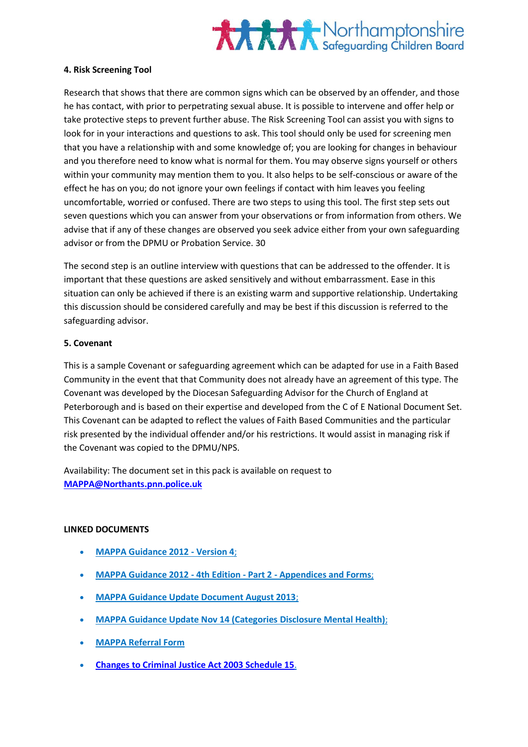#### 4. Risk Screening Tool

Research that shows that there are common signs which can be observed by an offender, and those he has contact, with prior to perpetrating sexual abuse. It is possible to intervene and offer help or take protective steps to prevent further abuse. The Risk Screening Tool can assist you with signs to look for in your interactions and questions to ask. This tool should only be used for screening men that you have a relationship with and some knowledge of; you are looking for changes in behaviour and you therefore need to know what is normal for them. You may observe signs yourself or others within your community may mention them to you. It also helps to be self-conscious or aware of the effect he has on you; do not ignore your own feelings if contact with him leaves you feeling uncomfortable, worried or confused. There are two steps to using this tool. The first step sets out seven questions which you can answer from your observations or from information from others. We advise that if any of these changes are observed you seek advice either from your own safeguarding advisor or from the DPMU or Probation Service. 30

The second step is an outline interview with questions that can be addressed to the offender. It is important that these questions are asked sensitively and without embarrassment. Ease in this situation can only be achieved if there is an existing warm and supportive relationship. Undertaking this discussion should be considered carefully and may be best if this discussion is referred to the safeguarding advisor.

#### 5. Covenant

This is a sample Covenant or safeguarding agreement which can be adapted for use in a Faith Based Community in the event that that Community does not already have an agreement of this type. The Covenant was developed by the Diocesan Safeguarding Advisor for the Church of England at Peterborough and is based on their expertise and developed from the C of E National Document Set. This Covenant can be adapted to reflect the values of Faith Based Communities and the particular risk presented by the individual offender and/or his restrictions. It would assist in managing risk if the Covenant was copied to the DPMU/NPS.

Availability: The document set in this pack is available on request to **MAPPA@Northants.pnn.police.uk**

#### LINKED DOCUMENTS

- **MAPPA Guidance 2012 - Version 4**;
- **MAPPA Guidance 2012 - 4th Edition - Part 2 - Appendices and Forms**;
- **MAPPA Guidance Update Document August 2013**;
- **MAPPA Guidance Update Nov 14 (Categories Disclosure Mental Health)**;
- **MAPPA Referral Form**
- **Changes to Criminal Justice Act 2003 Schedule 15**.